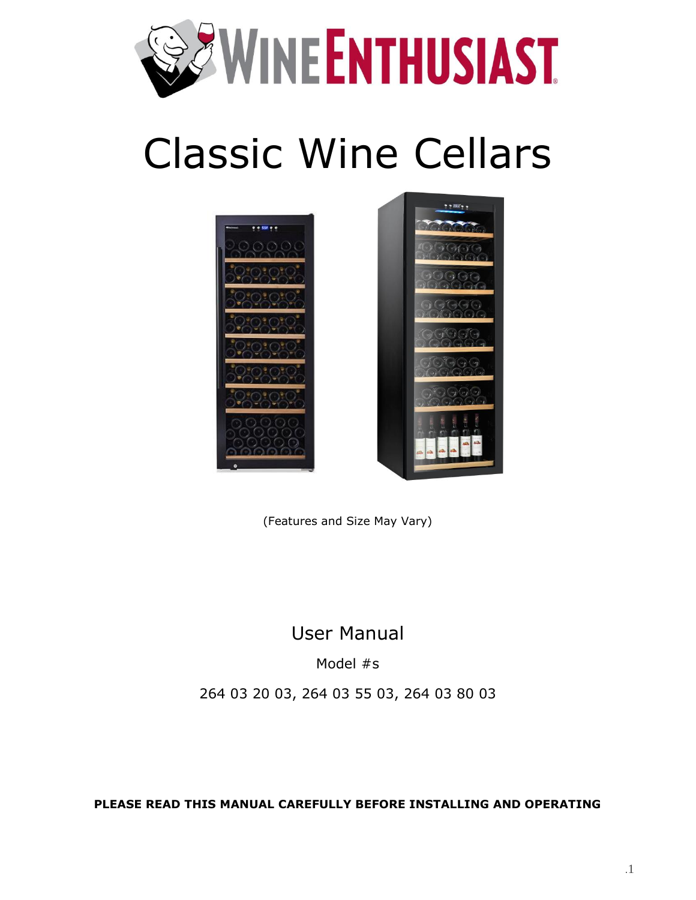# Classic Wine Cellars

(Features and Size May Vary)

User Manual

Model #s

264 03 20 03, 264 03 55 03, 264 03 80 03

**PLEASE READ THIS MANUAL CAREFULLY BEFORE INSTALLING AND OPERATING**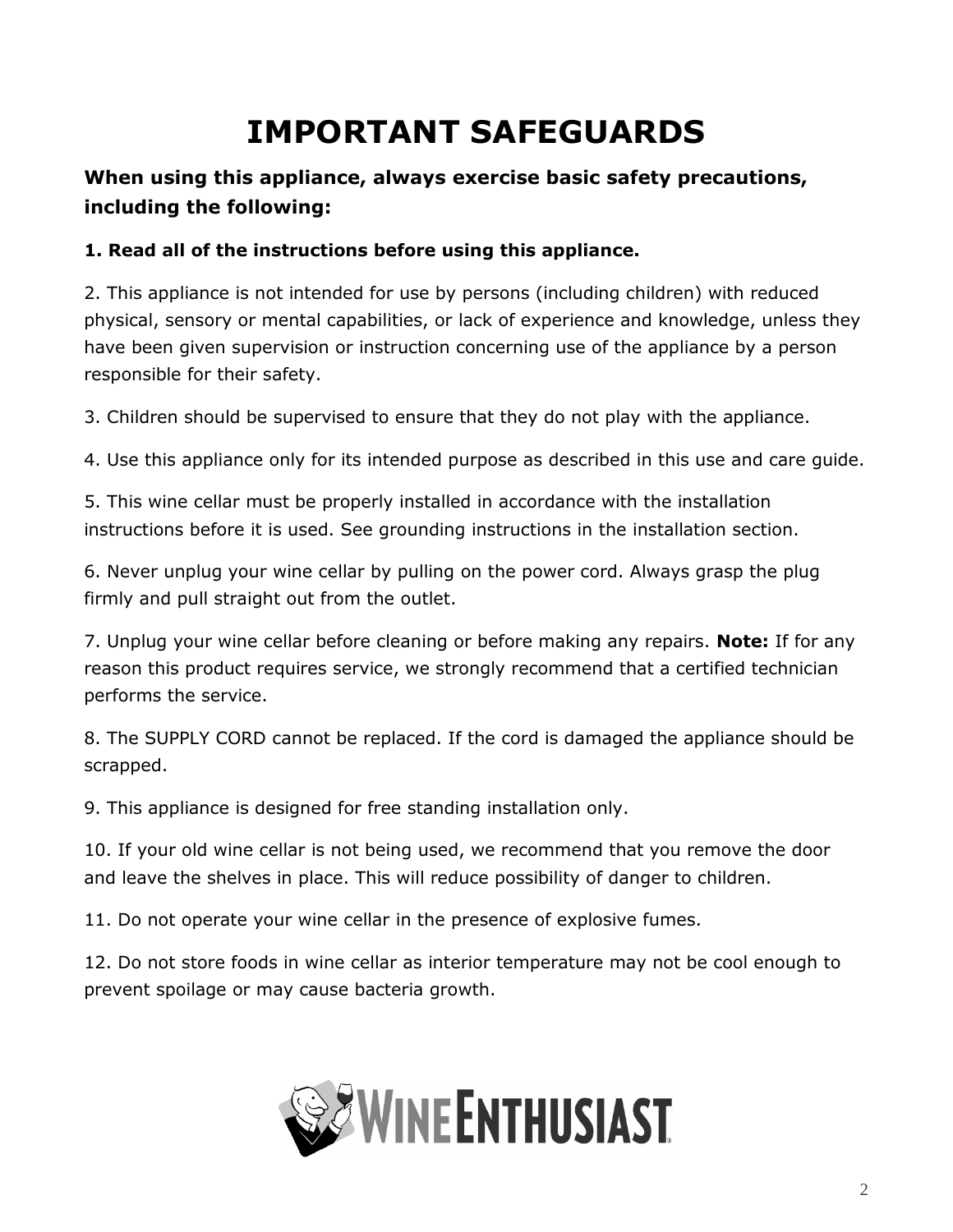# IMPORTANT SAFEGUARDS

**When using this appliance, always exercise basic safety precautions, including the following:**

**1. Read all of the instructions before using this appliance.**

2. This appliance is not intended for use by persons (including children) with reduced physical, sensory or mental capabilities, or lack of experience and knowledge, unless they have been given supervision or instruction concerning use of the appliance by a person responsible for their safety.

3. Children should be supervised to ensure that they do not play with the appliance.

4. Use this appliance only for its intended purpose as described in this use and care guide.

5. This wine cellar must be properly installed in accordance with the installation instructions before it is used. See grounding instructions in the installation section.

6. Never unplug your wine cellar by pulling on the power cord. Always grasp the plug firmly and pull straight out from the outlet.

7. Unplug your wine cellar before cleaning or before making any repairs. **Note:** If for any reason this product requires service, we strongly recommend that a certified technician performs the service.

8. The SUPPLY CORD cannot be replaced. If the cord is damaged the appliance should be scrapped.

9. This appliance is designed for free standing installation only.

10. If your old wine cellar is not being used, we recommend that you remove the door and leave the shelves in place. This will reduce possibility of danger to children.

11. Do not operate your wine cellar in the presence of explosive fumes.

12. Do not store foods in wine cellar as interior temperature may not be cool enough to prevent spoilage or may cause bacteria growth.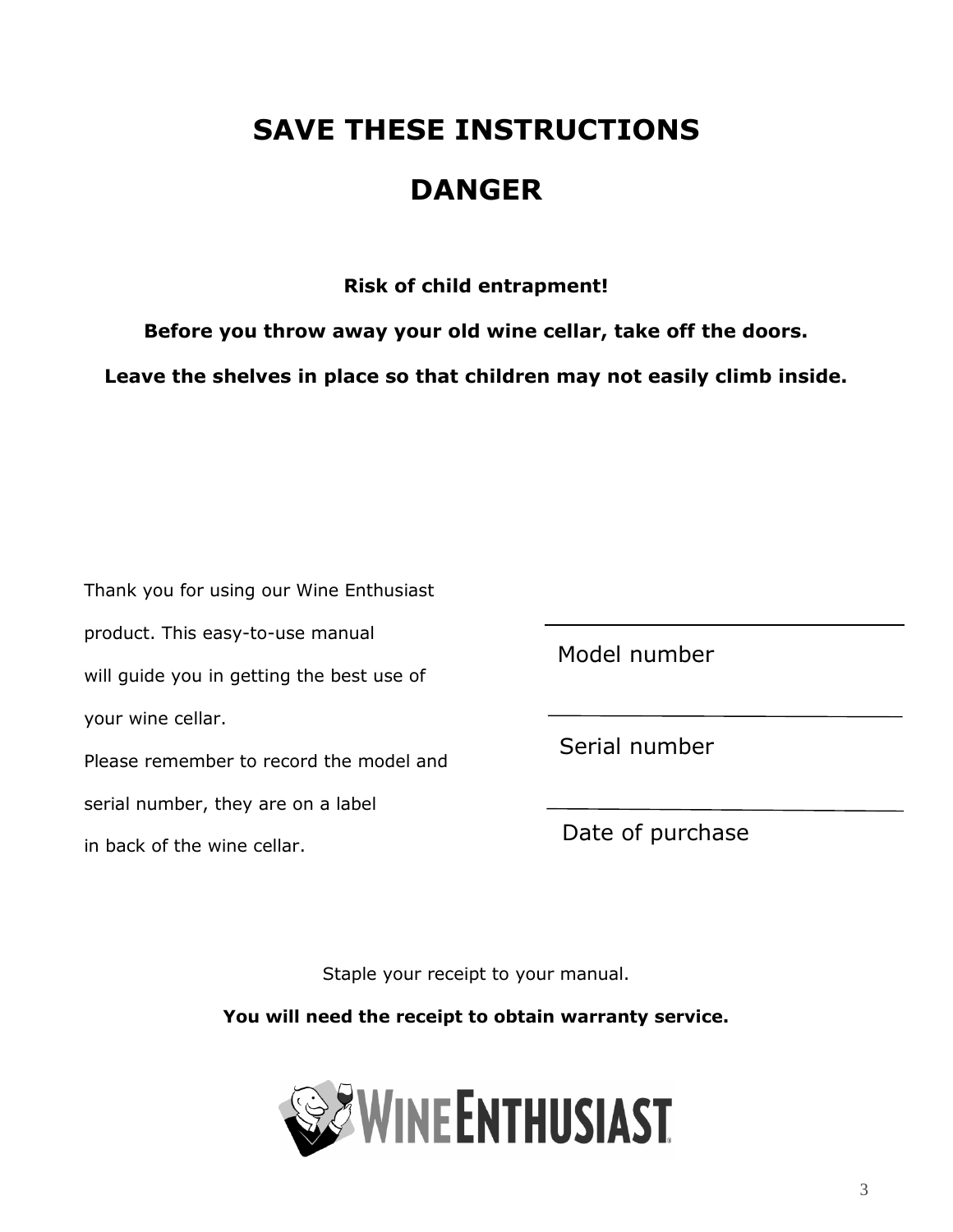# SAVE THESE INSTRUCTIONS

# DANGER

**Risk of child entrapment!**

**Before you throw away your old wine cellar, take off the doors.**

**Leave the shelves in place so that children may not easily climb inside.**

Thank you for using our Wine Enthusiast product. This easy-to-use manual will guide you in getting the best use of your wine cellar.

Please remember to record the model and serial number, they are on a label in back of the wine cellar.

\_\_\_\_\_\_\_\_\_\_\_\_\_\_\_\_\_\_\_\_\_\_\_\_\_\_\_\_\_\_

Model number

\_\_\_\_\_\_\_\_\_\_\_\_\_\_\_\_\_\_\_\_\_\_\_\_\_\_\_\_\_\_

Serial number

\_\_\_\_\_\_\_\_\_\_\_\_\_\_\_\_\_\_\_\_\_\_\_\_\_\_\_\_\_\_

Date of purchase

Staple your receipt to your manual.

**You will need the receipt to obtain warranty service.**

WINE ENTHUSIAST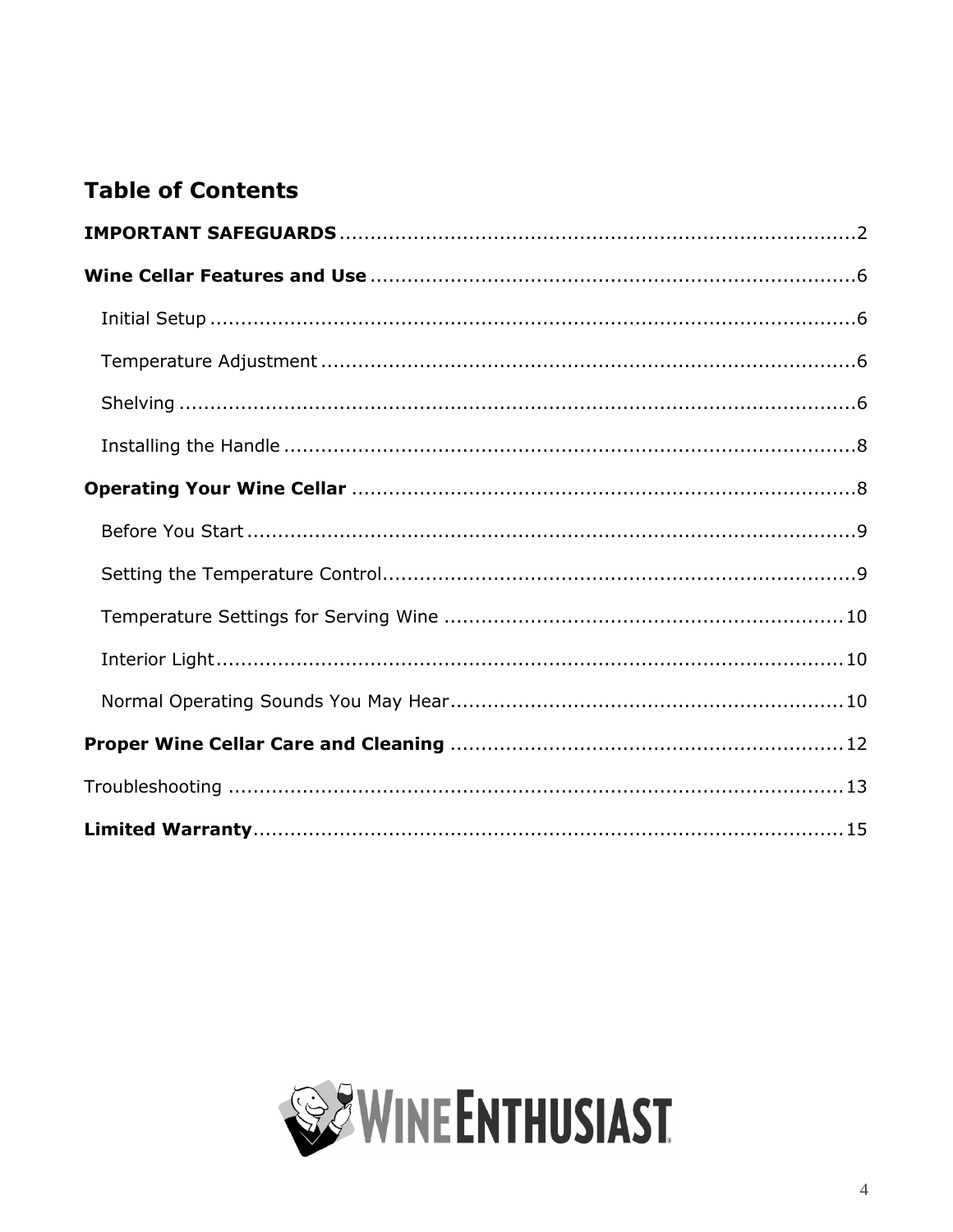## Table of Contents

**IMPORTANT SAFEGUARDS** .......... 2

**Wine Cellar Features and Use** .......... 6

- Initial Setup .......... 6
- Temperature Adjustment .......... 6
- Shelving .......... 6
- Installing the Handle .......... 8

**Operating Your Wine Cellar** .......... 8

- Before You Start .......... 9
- Setting the Temperature Control .......... 9
- Temperature Settings for Serving Wine .......... 10
- Interior Light .......... 10
- Normal Operating Sounds You May Hear .......... 10

**Proper Wine Cellar Care and Cleaning** .......... 12

Troubleshooting .......... 13

**Limited Warranty** .......... 15

WINE ENTHUSIAST®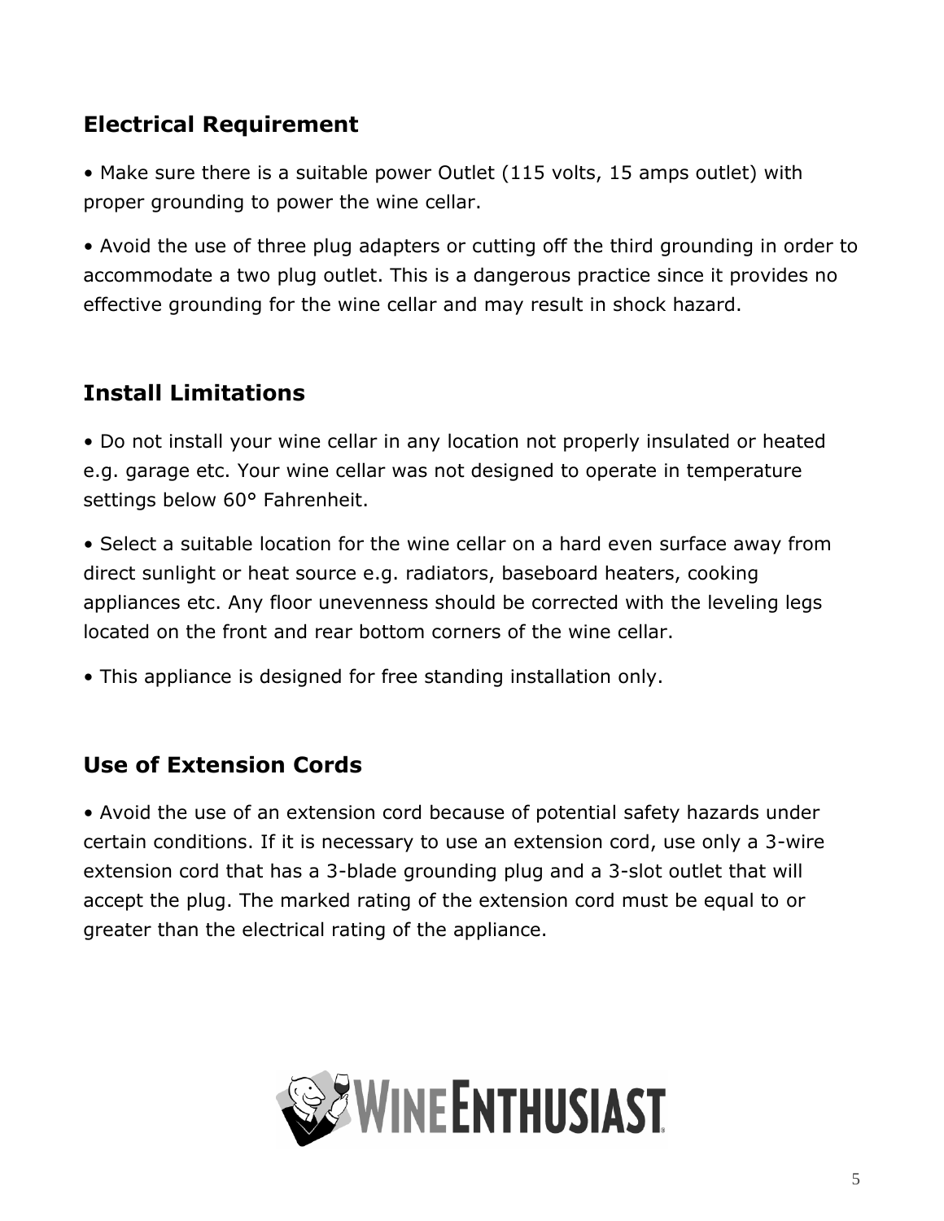## Electrical Requirement

• Make sure there is a suitable power Outlet (115 volts, 15 amps outlet) with proper grounding to power the wine cellar.

• Avoid the use of three plug adapters or cutting off the third grounding in order to accommodate a two plug outlet. This is a dangerous practice since it provides no effective grounding for the wine cellar and may result in shock hazard.

## Install Limitations

• Do not install your wine cellar in any location not properly insulated or heated e.g. garage etc. Your wine cellar was not designed to operate in temperature settings below 60° Fahrenheit.

• Select a suitable location for the wine cellar on a hard even surface away from direct sunlight or heat source e.g. radiators, baseboard heaters, cooking appliances etc. Any floor unevenness should be corrected with the leveling legs located on the front and rear bottom corners of the wine cellar.

• This appliance is designed for free standing installation only.

## Use of Extension Cords

• Avoid the use of an extension cord because of potential safety hazards under certain conditions. If it is necessary to use an extension cord, use only a 3-wire extension cord that has a 3-blade grounding plug and a 3-slot outlet that will accept the plug. The marked rating of the extension cord must be equal to or greater than the electrical rating of the appliance.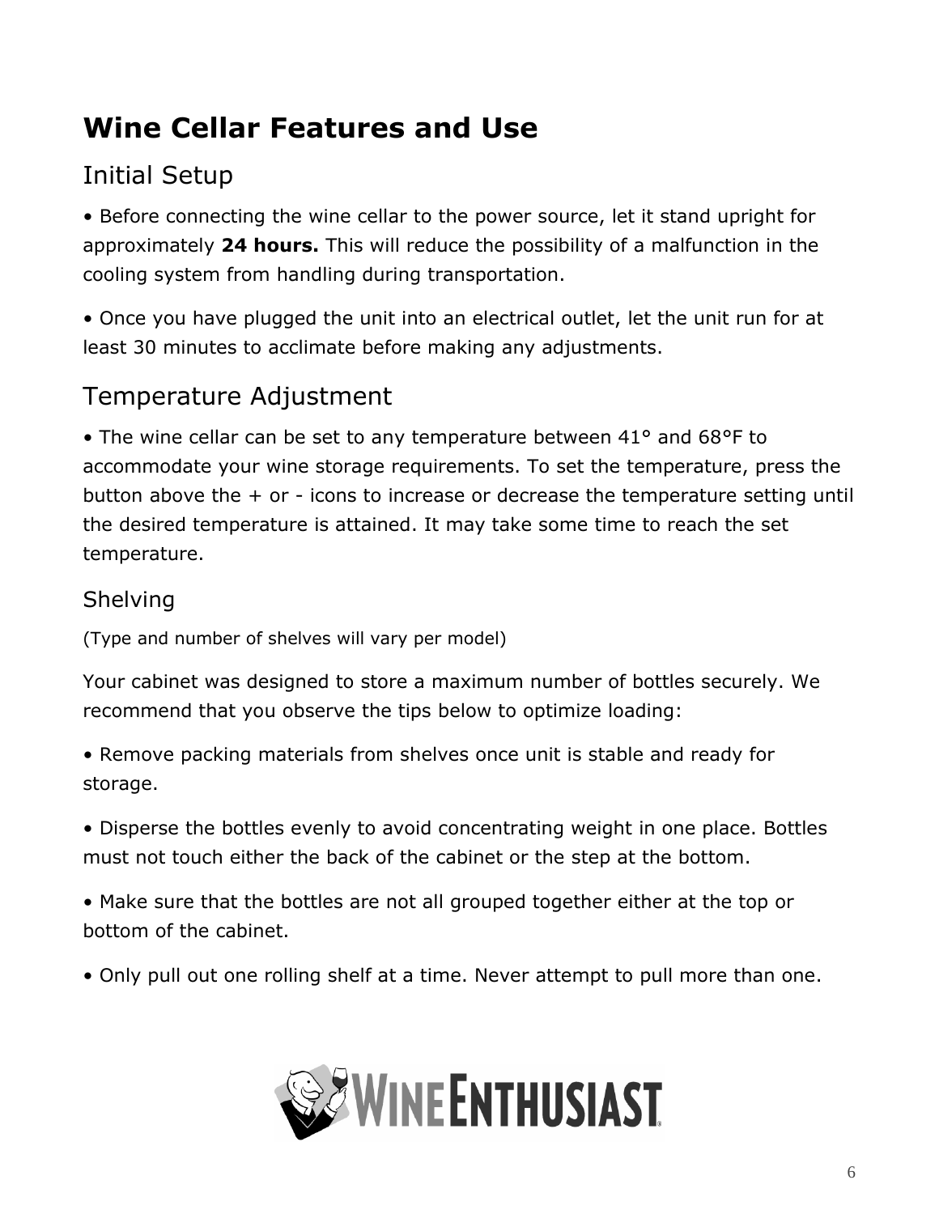# Wine Cellar Features and Use

## Initial Setup

• Before connecting the wine cellar to the power source, let it stand upright for approximately **24 hours.** This will reduce the possibility of a malfunction in the cooling system from handling during transportation.

• Once you have plugged the unit into an electrical outlet, let the unit run for at least 30 minutes to acclimate before making any adjustments.

## Temperature Adjustment

• The wine cellar can be set to any temperature between 41° and 68°F to accommodate your wine storage requirements. To set the temperature, press the button above the + or - icons to increase or decrease the temperature setting until the desired temperature is attained. It may take some time to reach the set temperature.

### Shelving

(Type and number of shelves will vary per model)

Your cabinet was designed to store a maximum number of bottles securely. We recommend that you observe the tips below to optimize loading:

• Remove packing materials from shelves once unit is stable and ready for storage.

• Disperse the bottles evenly to avoid concentrating weight in one place. Bottles must not touch either the back of the cabinet or the step at the bottom.

• Make sure that the bottles are not all grouped together either at the top or bottom of the cabinet.

• Only pull out one rolling shelf at a time. Never attempt to pull more than one.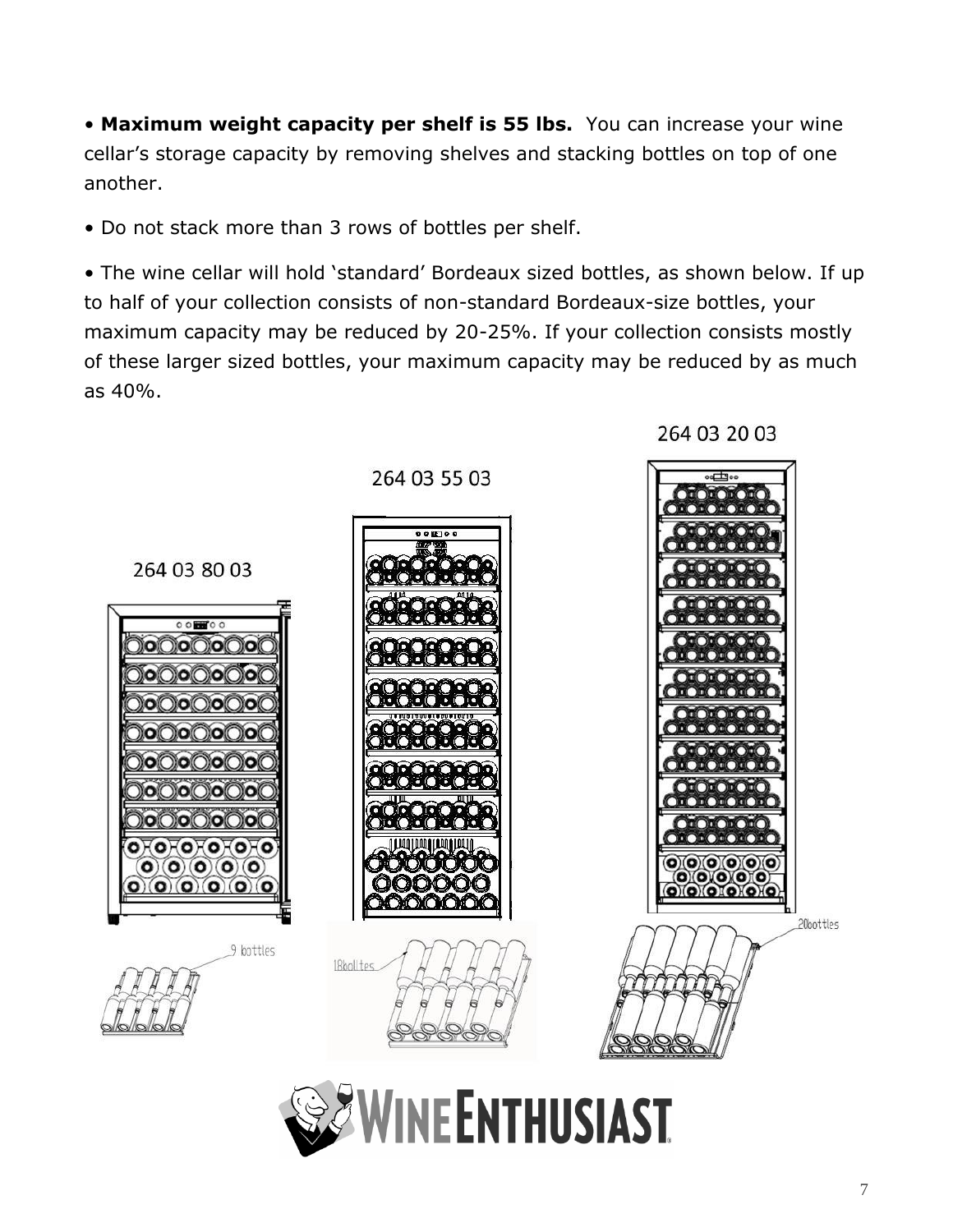• **Maximum weight capacity per shelf is 55 lbs.** You can increase your wine cellar's storage capacity by removing shelves and stacking bottles on top of one another.

• Do not stack more than 3 rows of bottles per shelf.

• The wine cellar will hold 'standard' Bordeaux sized bottles, as shown below. If up to half of your collection consists of non-standard Bordeaux-size bottles, your maximum capacity may be reduced by 20-25%. If your collection consists mostly of these larger sized bottles, your maximum capacity may be reduced by as much as 40%.

264 03 80 03

9 bottles

264 03 55 03

18bolltes

264 03 20 03

20bottles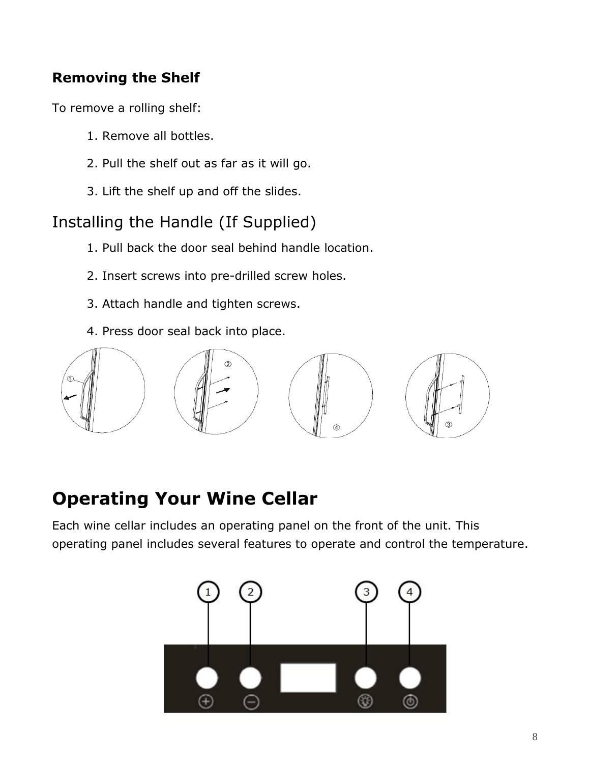### Removing the Shelf

To remove a rolling shelf:

1. Remove all bottles.
2. Pull the shelf out as far as it will go.
3. Lift the shelf up and off the slides.

## Installing the Handle (If Supplied)

1. Pull back the door seal behind handle location.
2. Insert screws into pre-drilled screw holes.
3. Attach handle and tighten screws.
4. Press door seal back into place.

# Operating Your Wine Cellar

Each wine cellar includes an operating panel on the front of the unit. This operating panel includes several features to operate and control the temperature.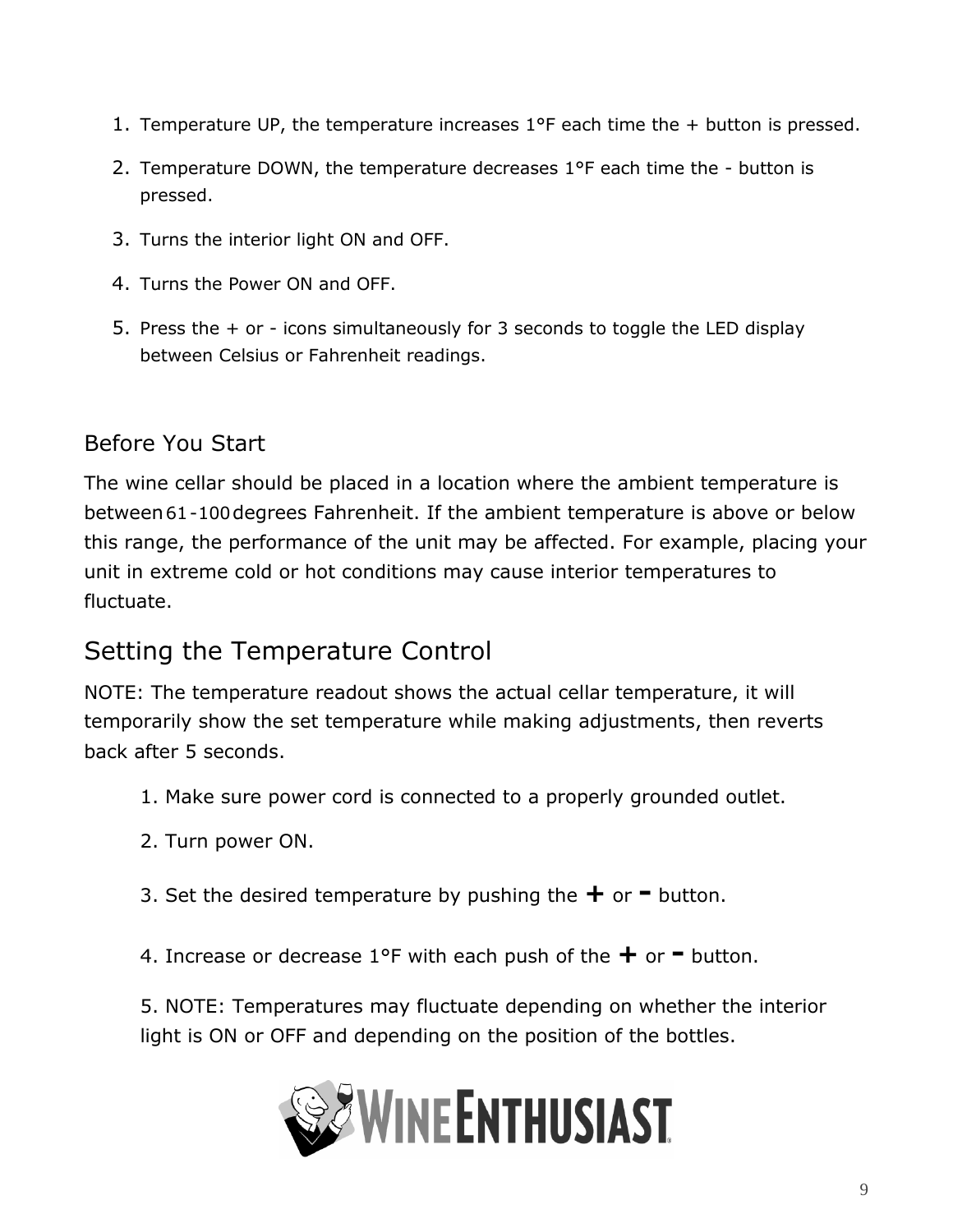1. Temperature UP, the temperature increases 1°F each time the + button is pressed.
2. Temperature DOWN, the temperature decreases 1°F each time the - button is pressed.
3. Turns the interior light ON and OFF.
4. Turns the Power ON and OFF.
5. Press the + or - icons simultaneously for 3 seconds to toggle the LED display between Celsius or Fahrenheit readings.

### Before You Start

The wine cellar should be placed in a location where the ambient temperature is between 61-100 degrees Fahrenheit. If the ambient temperature is above or below this range, the performance of the unit may be affected. For example, placing your unit in extreme cold or hot conditions may cause interior temperatures to fluctuate.

## Setting the Temperature Control

NOTE: The temperature readout shows the actual cellar temperature, it will temporarily show the set temperature while making adjustments, then reverts back after 5 seconds.

1. Make sure power cord is connected to a properly grounded outlet.
2. Turn power ON.
3. Set the desired temperature by pushing the **+** or **-** button.
4. Increase or decrease 1°F with each push of the **+** or **-** button.
5. NOTE: Temperatures may fluctuate depending on whether the interior light is ON or OFF and depending on the position of the bottles.

WINE ENTHUSIAST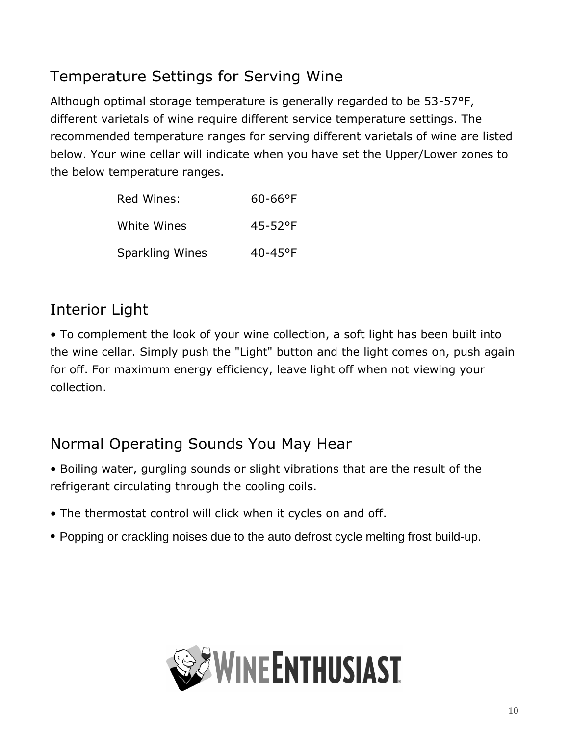## Temperature Settings for Serving Wine

Although optimal storage temperature is generally regarded to be 53-57°F, different varietals of wine require different service temperature settings. The recommended temperature ranges for serving different varietals of wine are listed below. Your wine cellar will indicate when you have set the Upper/Lower zones to the below temperature ranges.

| | |
|---|---|
| Red Wines: | 60-66°F |
| White Wines | 45-52°F |
| Sparkling Wines | 40-45°F |

## Interior Light

- To complement the look of your wine collection, a soft light has been built into the wine cellar. Simply push the "Light" button and the light comes on, push again for off. For maximum energy efficiency, leave light off when not viewing your collection.

## Normal Operating Sounds You May Hear

- Boiling water, gurgling sounds or slight vibrations that are the result of the refrigerant circulating through the cooling coils.
- The thermostat control will click when it cycles on and off.
- Popping or crackling noises due to the auto defrost cycle melting frost build-up.

WINE ENTHUSIAST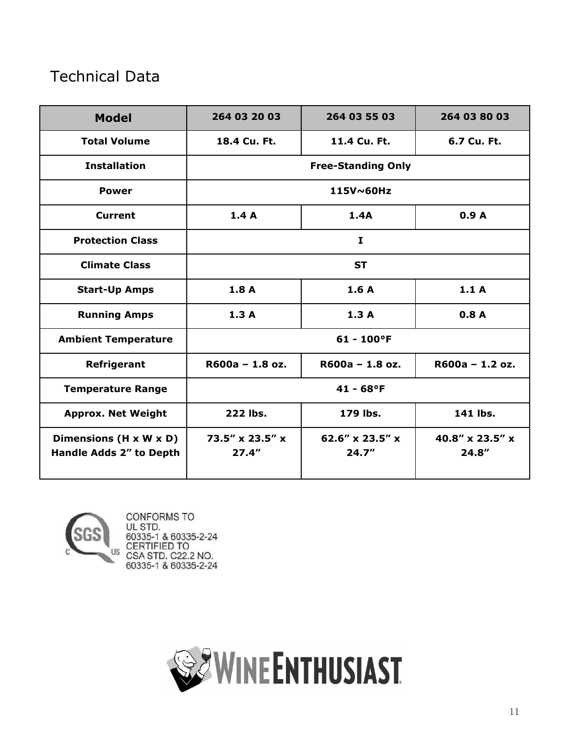## Technical Data

| Model | 264 03 20 03 | 264 03 55 03 | 264 03 80 03 |
|---|---|---|---|
| Total Volume | 18.4 Cu. Ft. | 11.4 Cu. Ft. | 6.7 Cu. Ft. |
| Installation | Free-Standing Only | | |
| Power | 115V~60Hz | | |
| Current | 1.4 A | 1.4A | 0.9 A |
| Protection Class | I | | |
| Climate Class | ST | | |
| Start-Up Amps | 1.8 A | 1.6 A | 1.1 A |
| Running Amps | 1.3 A | 1.3 A | 0.8 A |
| Ambient Temperature | 61 - 100°F | | |
| Refrigerant | R600a – 1.8 oz. | R600a – 1.8 oz. | R600a – 1.2 oz. |
| Temperature Range | 41 - 68°F | | |
| Approx. Net Weight | 222 lbs. | 179 lbs. | 141 lbs. |
| Dimensions (H x W x D) Handle Adds 2" to Depth | 73.5" x 23.5" x 27.4" | 62.6" x 23.5" x 24.7" | 40.8" x 23.5" x 24.8" |

CONFORMS TO
UL STD.
60335-1 & 60335-2-24
CERTIFIED TO
CSA STD. C22.2 NO.
60335-1 & 60335-2-24

WINE ENTHUSIAST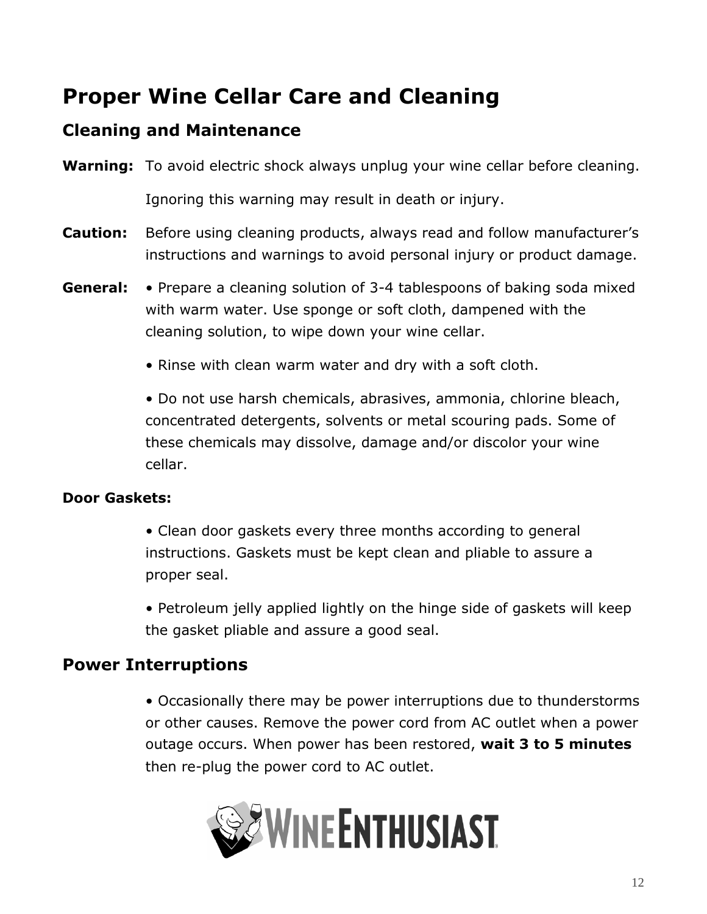# Proper Wine Cellar Care and Cleaning

## Cleaning and Maintenance

**Warning:** To avoid electric shock always unplug your wine cellar before cleaning.

Ignoring this warning may result in death or injury.

**Caution:** Before using cleaning products, always read and follow manufacturer's instructions and warnings to avoid personal injury or product damage.

**General:**

- Prepare a cleaning solution of 3-4 tablespoons of baking soda mixed with warm water. Use sponge or soft cloth, dampened with the cleaning solution, to wipe down your wine cellar.
- Rinse with clean warm water and dry with a soft cloth.
- Do not use harsh chemicals, abrasives, ammonia, chlorine bleach, concentrated detergents, solvents or metal scouring pads. Some of these chemicals may dissolve, damage and/or discolor your wine cellar.

**Door Gaskets:**

- Clean door gaskets every three months according to general instructions. Gaskets must be kept clean and pliable to assure a proper seal.
- Petroleum jelly applied lightly on the hinge side of gaskets will keep the gasket pliable and assure a good seal.

## Power Interruptions

- Occasionally there may be power interruptions due to thunderstorms or other causes. Remove the power cord from AC outlet when a power outage occurs. When power has been restored, **wait 3 to 5 minutes** then re-plug the power cord to AC outlet.

WINE ENTHUSIAST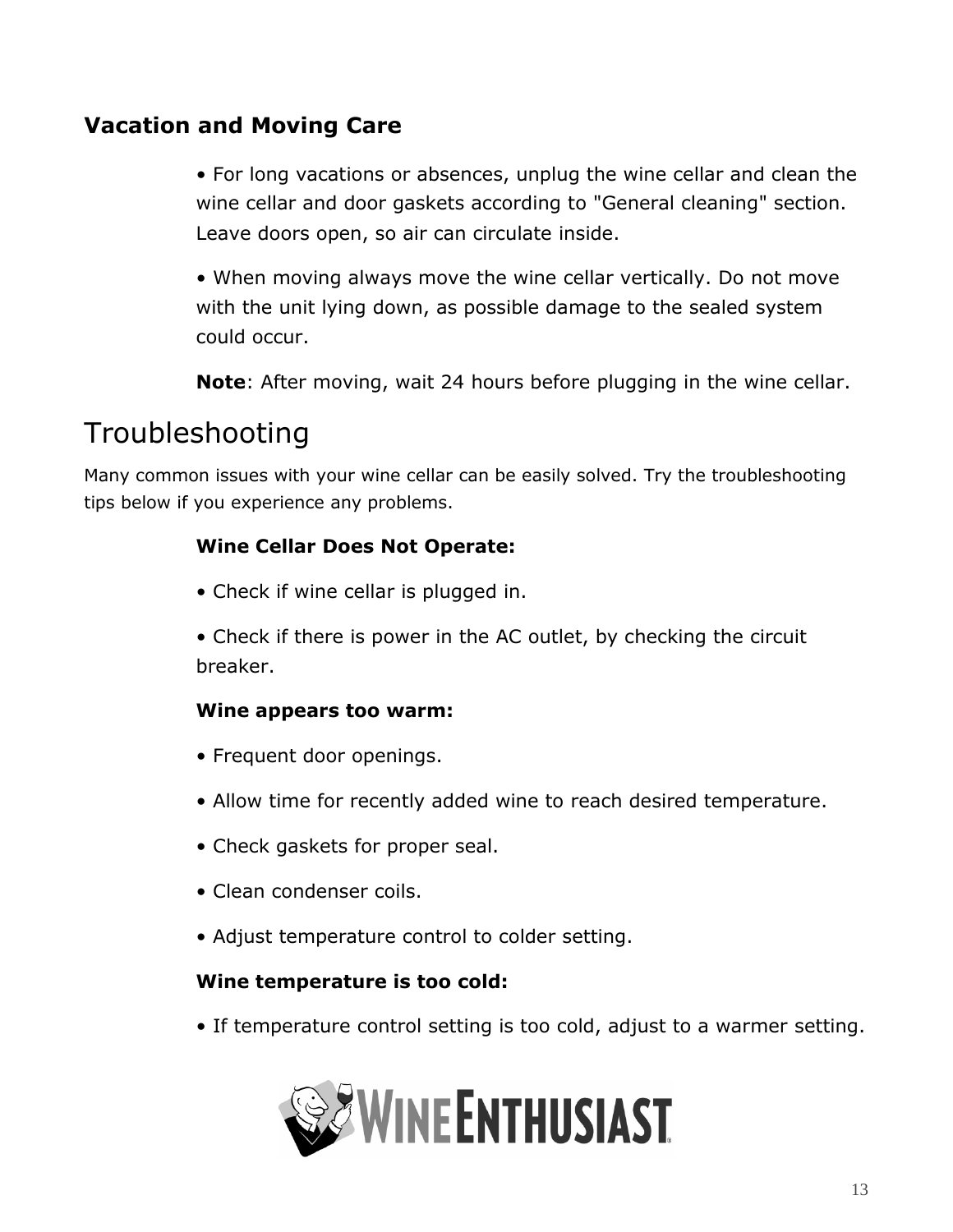### Vacation and Moving Care

- For long vacations or absences, unplug the wine cellar and clean the wine cellar and door gaskets according to "General cleaning" section. Leave doors open, so air can circulate inside.
- When moving always move the wine cellar vertically. Do not move with the unit lying down, as possible damage to the sealed system could occur.

**Note**: After moving, wait 24 hours before plugging in the wine cellar.

## Troubleshooting

Many common issues with your wine cellar can be easily solved. Try the troubleshooting tips below if you experience any problems.

**Wine Cellar Does Not Operate:**

- Check if wine cellar is plugged in.
- Check if there is power in the AC outlet, by checking the circuit breaker.

**Wine appears too warm:**

- Frequent door openings.
- Allow time for recently added wine to reach desired temperature.
- Check gaskets for proper seal.
- Clean condenser coils.
- Adjust temperature control to colder setting.

**Wine temperature is too cold:**

- If temperature control setting is too cold, adjust to a warmer setting.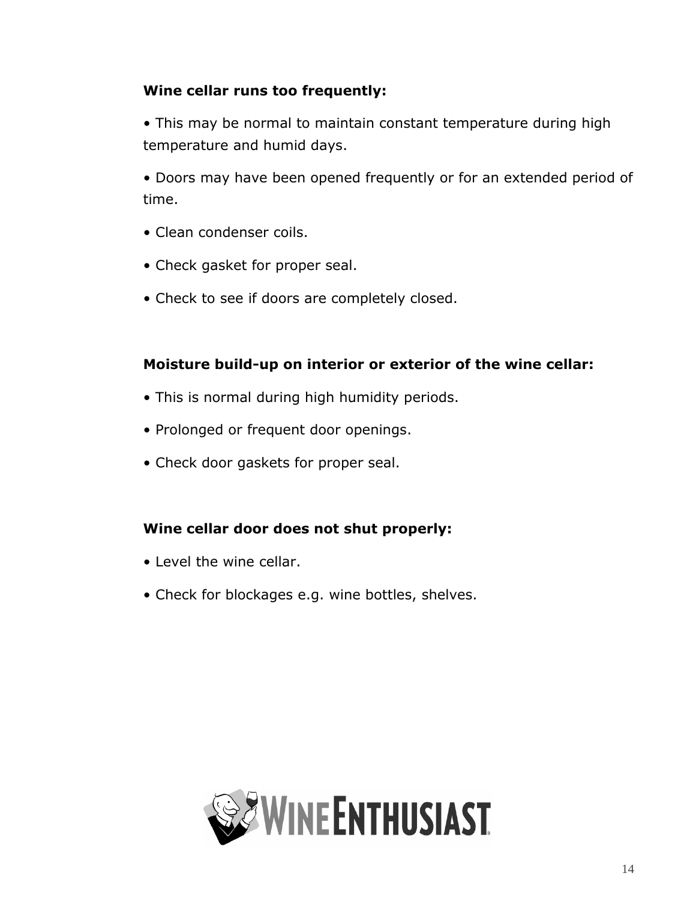**Wine cellar runs too frequently:**

- This may be normal to maintain constant temperature during high temperature and humid days.
- Doors may have been opened frequently or for an extended period of time.
- Clean condenser coils.
- Check gasket for proper seal.
- Check to see if doors are completely closed.

**Moisture build-up on interior or exterior of the wine cellar:**

- This is normal during high humidity periods.
- Prolonged or frequent door openings.
- Check door gaskets for proper seal.

**Wine cellar door does not shut properly:**

- Level the wine cellar.
- Check for blockages e.g. wine bottles, shelves.

WINE ENTHUSIAST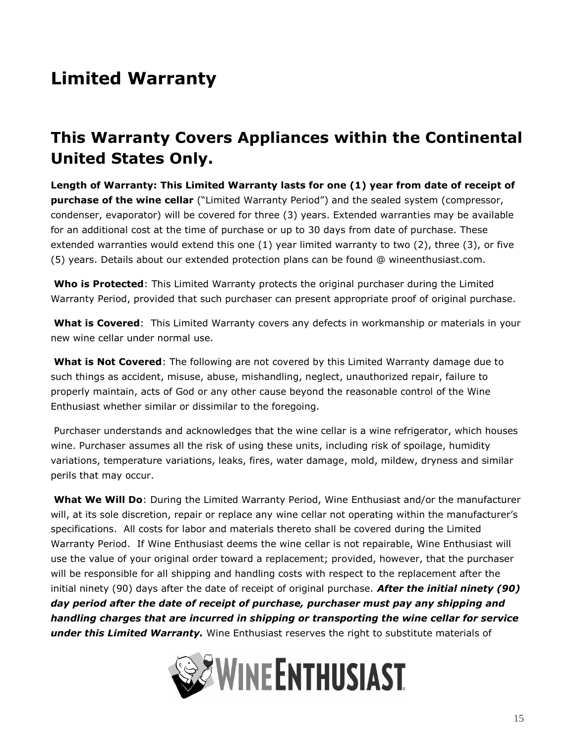# Limited Warranty

## This Warranty Covers Appliances within the Continental United States Only.

**Length of Warranty: This Limited Warranty lasts for one (1) year from date of receipt of purchase of the wine cellar** ("Limited Warranty Period") and the sealed system (compressor, condenser, evaporator) will be covered for three (3) years. Extended warranties may be available for an additional cost at the time of purchase or up to 30 days from date of purchase. These extended warranties would extend this one (1) year limited warranty to two (2), three (3), or five (5) years. Details about our extended protection plans can be found @ wineenthusiast.com.

**Who is Protected**: This Limited Warranty protects the original purchaser during the Limited Warranty Period, provided that such purchaser can present appropriate proof of original purchase.

**What is Covered**: This Limited Warranty covers any defects in workmanship or materials in your new wine cellar under normal use.

**What is Not Covered**: The following are not covered by this Limited Warranty damage due to such things as accident, misuse, abuse, mishandling, neglect, unauthorized repair, failure to properly maintain, acts of God or any other cause beyond the reasonable control of the Wine Enthusiast whether similar or dissimilar to the foregoing.

Purchaser understands and acknowledges that the wine cellar is a wine refrigerator, which houses wine. Purchaser assumes all the risk of using these units, including risk of spoilage, humidity variations, temperature variations, leaks, fires, water damage, mold, mildew, dryness and similar perils that may occur.

**What We Will Do**: During the Limited Warranty Period, Wine Enthusiast and/or the manufacturer will, at its sole discretion, repair or replace any wine cellar not operating within the manufacturer's specifications. All costs for labor and materials thereto shall be covered during the Limited Warranty Period. If Wine Enthusiast deems the wine cellar is not repairable, Wine Enthusiast will use the value of your original order toward a replacement; provided, however, that the purchaser will be responsible for all shipping and handling costs with respect to the replacement after the initial ninety (90) days after the date of receipt of original purchase. ***After the initial ninety (90) day period after the date of receipt of purchase, purchaser must pay any shipping and handling charges that are incurred in shipping or transporting the wine cellar for service under this Limited Warranty.*** Wine Enthusiast reserves the right to substitute materials of

WINE ENTHUSIAST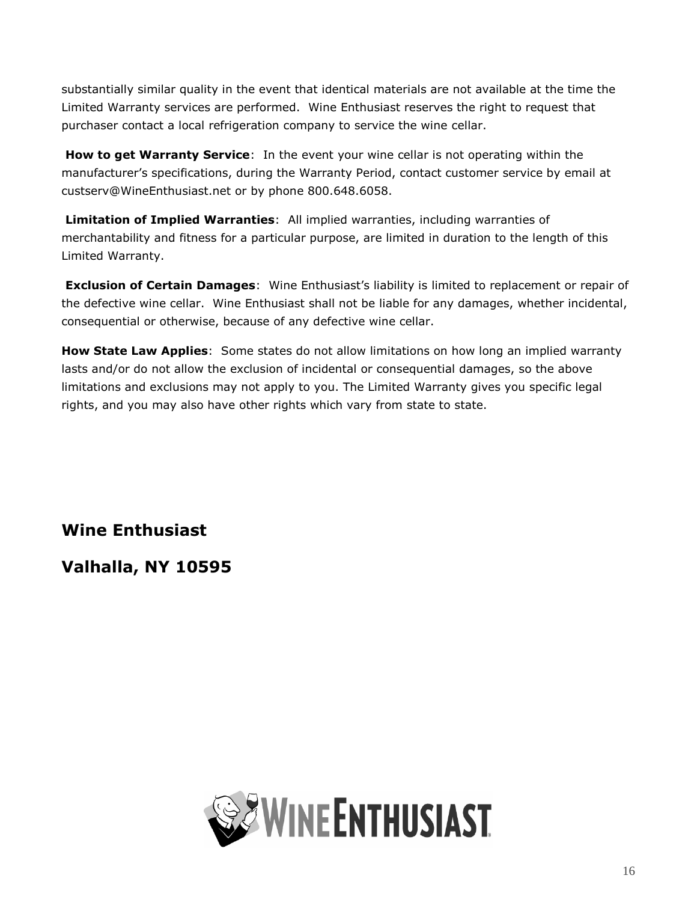substantially similar quality in the event that identical materials are not available at the time the Limited Warranty services are performed. Wine Enthusiast reserves the right to request that purchaser contact a local refrigeration company to service the wine cellar.

**How to get Warranty Service**: In the event your wine cellar is not operating within the manufacturer's specifications, during the Warranty Period, contact customer service by email at custserv@WineEnthusiast.net or by phone 800.648.6058.

**Limitation of Implied Warranties**: All implied warranties, including warranties of merchantability and fitness for a particular purpose, are limited in duration to the length of this Limited Warranty.

**Exclusion of Certain Damages**: Wine Enthusiast's liability is limited to replacement or repair of the defective wine cellar. Wine Enthusiast shall not be liable for any damages, whether incidental, consequential or otherwise, because of any defective wine cellar.

**How State Law Applies**: Some states do not allow limitations on how long an implied warranty lasts and/or do not allow the exclusion of incidental or consequential damages, so the above limitations and exclusions may not apply to you. The Limited Warranty gives you specific legal rights, and you may also have other rights which vary from state to state.

## Wine Enthusiast

## Valhalla, NY 10595

WINE ENTHUSIAST